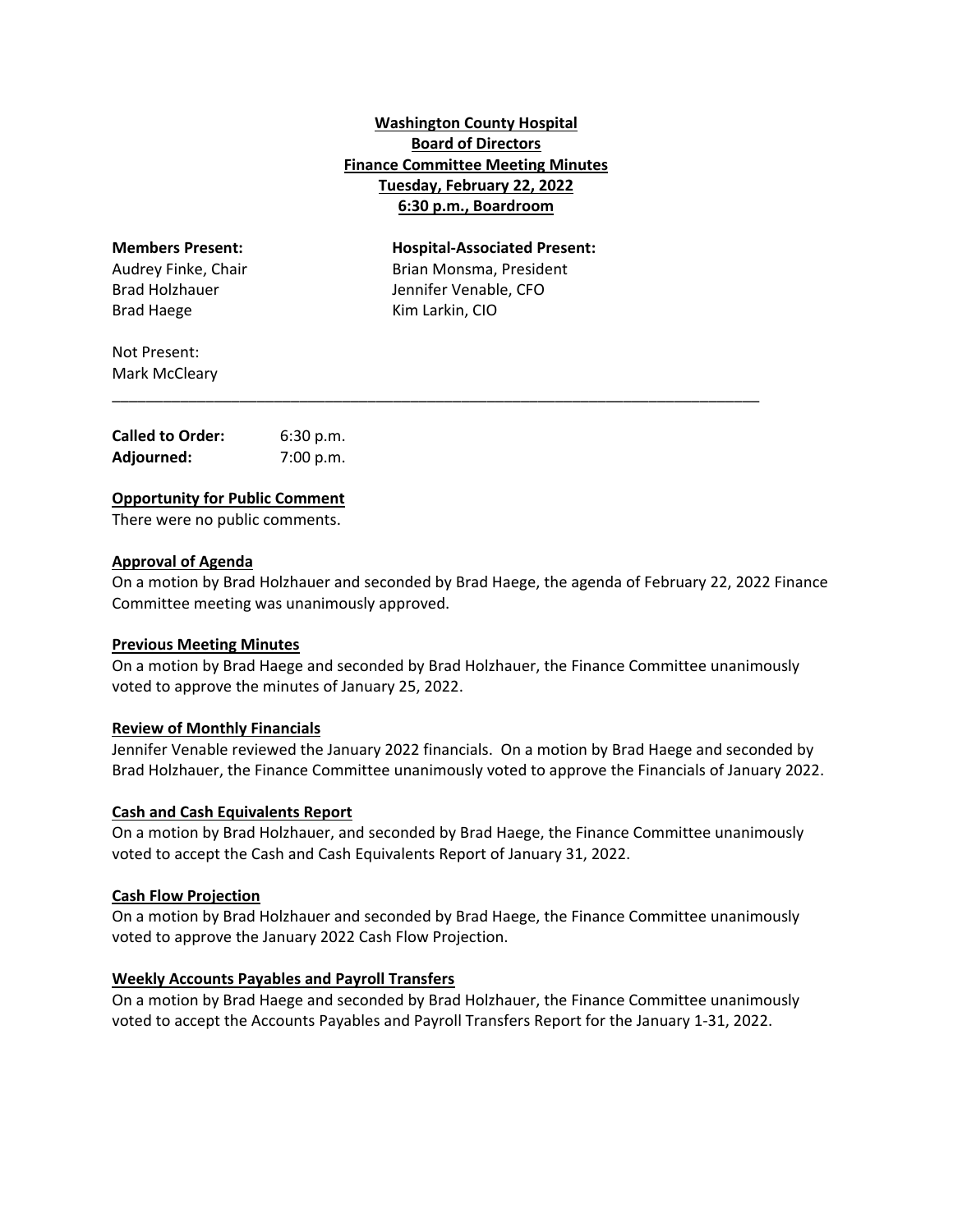**Washington County Hospital**
**Board of Directors**
**Finance Committee Meeting Minutes**
**Tuesday, February 22, 2022**
**6:30 p.m., Boardroom**

| **Members Present:** | **Hospital-Associated Present:** |
| --- | --- |
| Audrey Finke, Chair | Brian Monsma, President |
| Brad Holzhauer | Jennifer Venable, CFO |
| Brad Haege | Kim Larkin, CIO |

Not Present:
Mark McCleary

---

| | |
| --- | --- |
| **Called to Order:** | 6:30 p.m. |
| **Adjourned:** | 7:00 p.m. |

**Opportunity for Public Comment**

There were no public comments.

**Approval of Agenda**

On a motion by Brad Holzhauer and seconded by Brad Haege, the agenda of February 22, 2022 Finance Committee meeting was unanimously approved.

**Previous Meeting Minutes**

On a motion by Brad Haege and seconded by Brad Holzhauer, the Finance Committee unanimously voted to approve the minutes of January 25, 2022.

**Review of Monthly Financials**

Jennifer Venable reviewed the January 2022 financials. On a motion by Brad Haege and seconded by Brad Holzhauer, the Finance Committee unanimously voted to approve the Financials of January 2022.

**Cash and Cash Equivalents Report**

On a motion by Brad Holzhauer, and seconded by Brad Haege, the Finance Committee unanimously voted to accept the Cash and Cash Equivalents Report of January 31, 2022.

**Cash Flow Projection**

On a motion by Brad Holzhauer and seconded by Brad Haege, the Finance Committee unanimously voted to approve the January 2022 Cash Flow Projection.

**Weekly Accounts Payables and Payroll Transfers**

On a motion by Brad Haege and seconded by Brad Holzhauer, the Finance Committee unanimously voted to accept the Accounts Payables and Payroll Transfers Report for the January 1-31, 2022.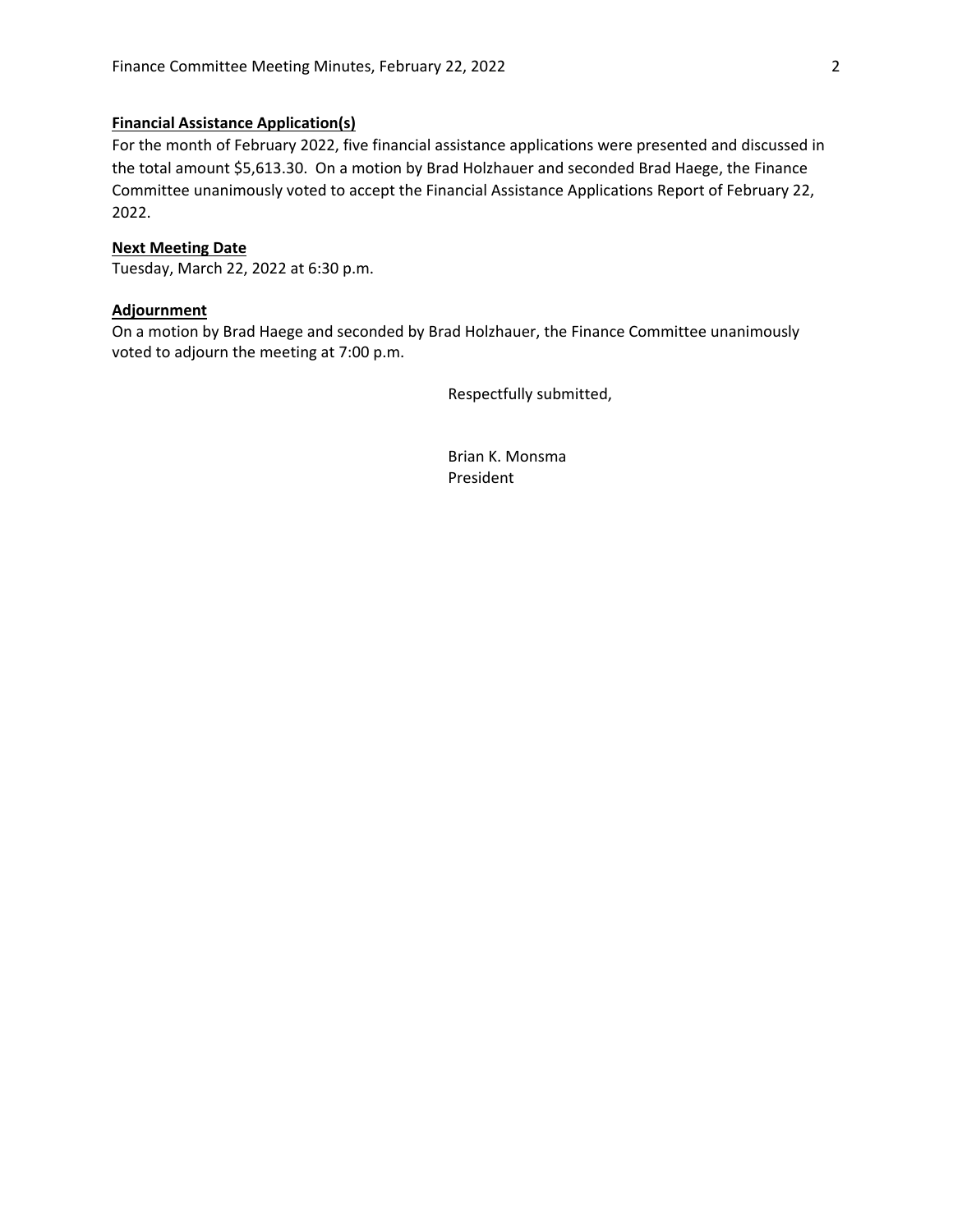**Financial Assistance Application(s)**

For the month of February 2022, five financial assistance applications were presented and discussed in the total amount $5,613.30. On a motion by Brad Holzhauer and seconded Brad Haege, the Finance Committee unanimously voted to accept the Financial Assistance Applications Report of February 22, 2022.

**Next Meeting Date**

Tuesday, March 22, 2022 at 6:30 p.m.

**Adjournment**

On a motion by Brad Haege and seconded by Brad Holzhauer, the Finance Committee unanimously voted to adjourn the meeting at 7:00 p.m.

Respectfully submitted,

Brian K. Monsma
President